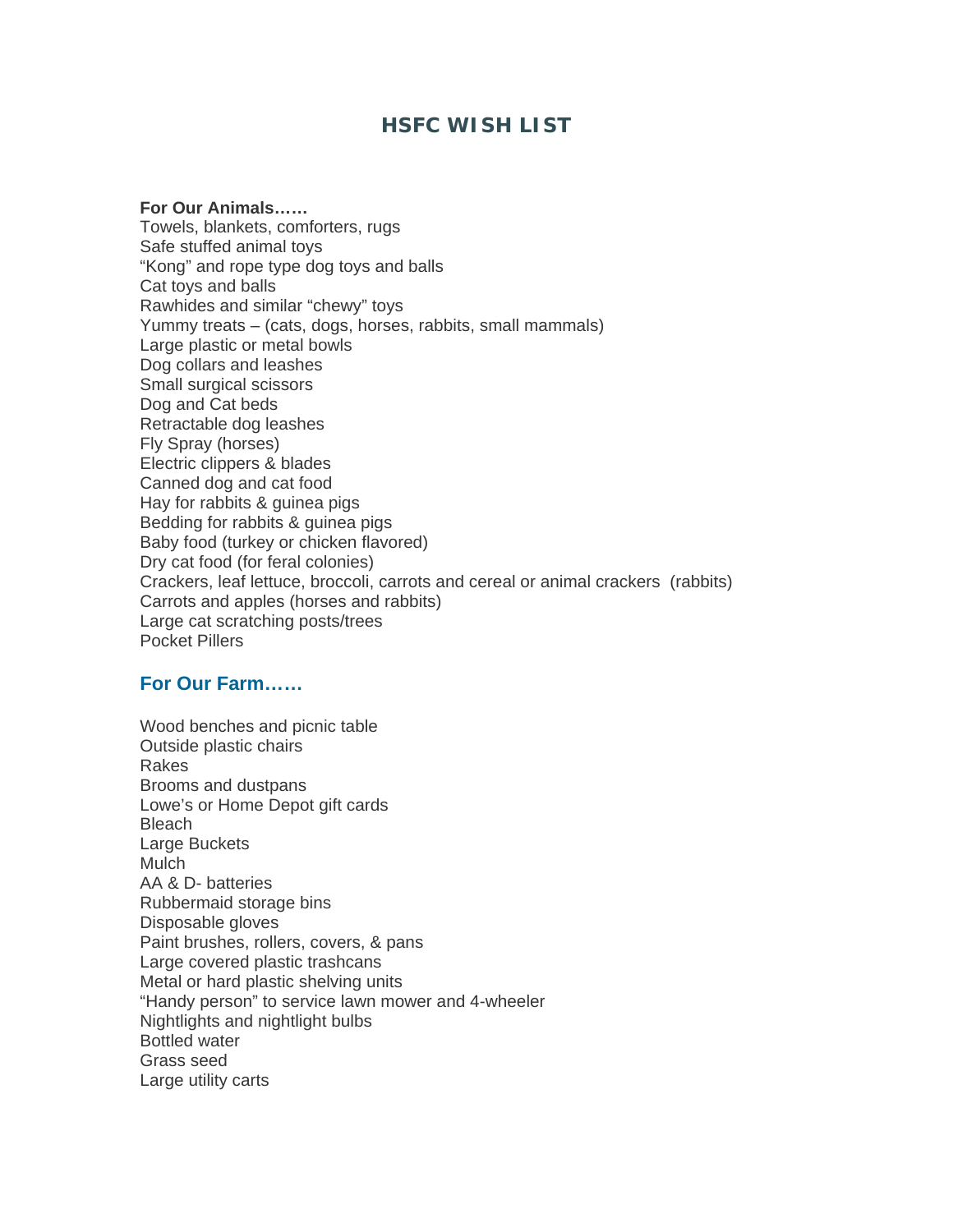# HSFC WISH LIST

**For Our Animals……**

Towels, blankets, comforters, rugs
Safe stuffed animal toys
“Kong” and rope type dog toys and balls
Cat toys and balls
Rawhides and similar “chewy” toys
Yummy treats – (cats, dogs, horses, rabbits, small mammals)
Large plastic or metal bowls
Dog collars and leashes
Small surgical scissors
Dog and Cat beds
Retractable dog leashes
Fly Spray (horses)
Electric clippers & blades
Canned dog and cat food
Hay for rabbits & guinea pigs
Bedding for rabbits & guinea pigs
Baby food (turkey or chicken flavored)
Dry cat food (for feral colonies)
Crackers, leaf lettuce, broccoli, carrots and cereal or animal crackers (rabbits)
Carrots and apples (horses and rabbits)
Large cat scratching posts/trees
Pocket Pillers

## For Our Farm……

Wood benches and picnic table
Outside plastic chairs
Rakes
Brooms and dustpans
Lowe’s or Home Depot gift cards
Bleach
Large Buckets
Mulch
AA & D- batteries
Rubbermaid storage bins
Disposable gloves
Paint brushes, rollers, covers, & pans
Large covered plastic trashcans
Metal or hard plastic shelving units
“Handy person” to service lawn mower and 4-wheeler
Nightlights and nightlight bulbs
Bottled water
Grass seed
Large utility carts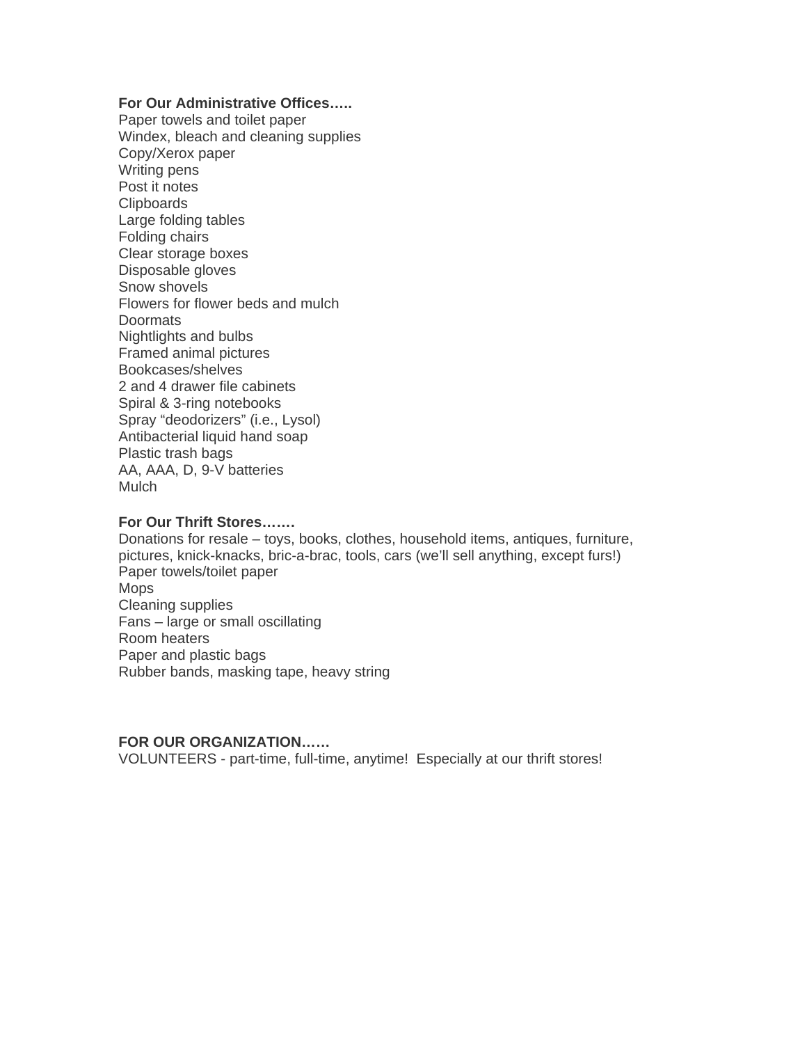**For Our Administrative Offices…..**

Paper towels and toilet paper
Windex, bleach and cleaning supplies
Copy/Xerox paper
Writing pens
Post it notes
Clipboards
Large folding tables
Folding chairs
Clear storage boxes
Disposable gloves
Snow shovels
Flowers for flower beds and mulch
Doormats
Nightlights and bulbs
Framed animal pictures
Bookcases/shelves
2 and 4 drawer file cabinets
Spiral & 3-ring notebooks
Spray "deodorizers" (i.e., Lysol)
Antibacterial liquid hand soap
Plastic trash bags
AA, AAA, D, 9-V batteries
Mulch

**For Our Thrift Stores…….**

Donations for resale – toys, books, clothes, household items, antiques, furniture, pictures, knick-knacks, bric-a-brac, tools, cars (we'll sell anything, except furs!)
Paper towels/toilet paper
Mops
Cleaning supplies
Fans – large or small oscillating
Room heaters
Paper and plastic bags
Rubber bands, masking tape, heavy string

**FOR OUR ORGANIZATION……**

VOLUNTEERS - part-time, full-time, anytime! Especially at our thrift stores!